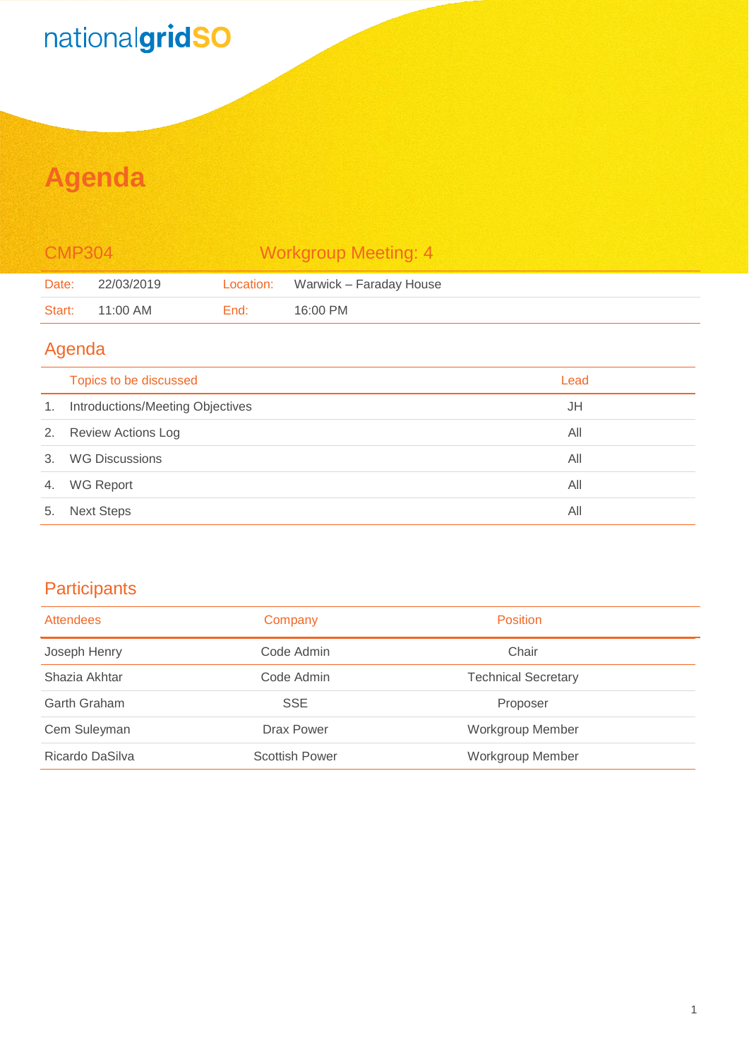nationalgridSO

# Agenda

| CMP304 | | Workgroup Meeting: 4 | |
|---|---|---|---|
| Date: | 22/03/2019 | Location: | Warwick – Faraday House |
| Start: | 11:00 AM | End: | 16:00 PM |

## Agenda

| | Topics to be discussed | Lead |
|---|---|---|
| 1. | Introductions/Meeting Objectives | JH |
| 2. | Review Actions Log | All |
| 3. | WG Discussions | All |
| 4. | WG Report | All |
| 5. | Next Steps | All |

## Participants

| Attendees | Company | Position |
|---|---|---|
| Joseph Henry | Code Admin | Chair |
| Shazia Akhtar | Code Admin | Technical Secretary |
| Garth Graham | SSE | Proposer |
| Cem Suleyman | Drax Power | Workgroup Member |
| Ricardo DaSilva | Scottish Power | Workgroup Member |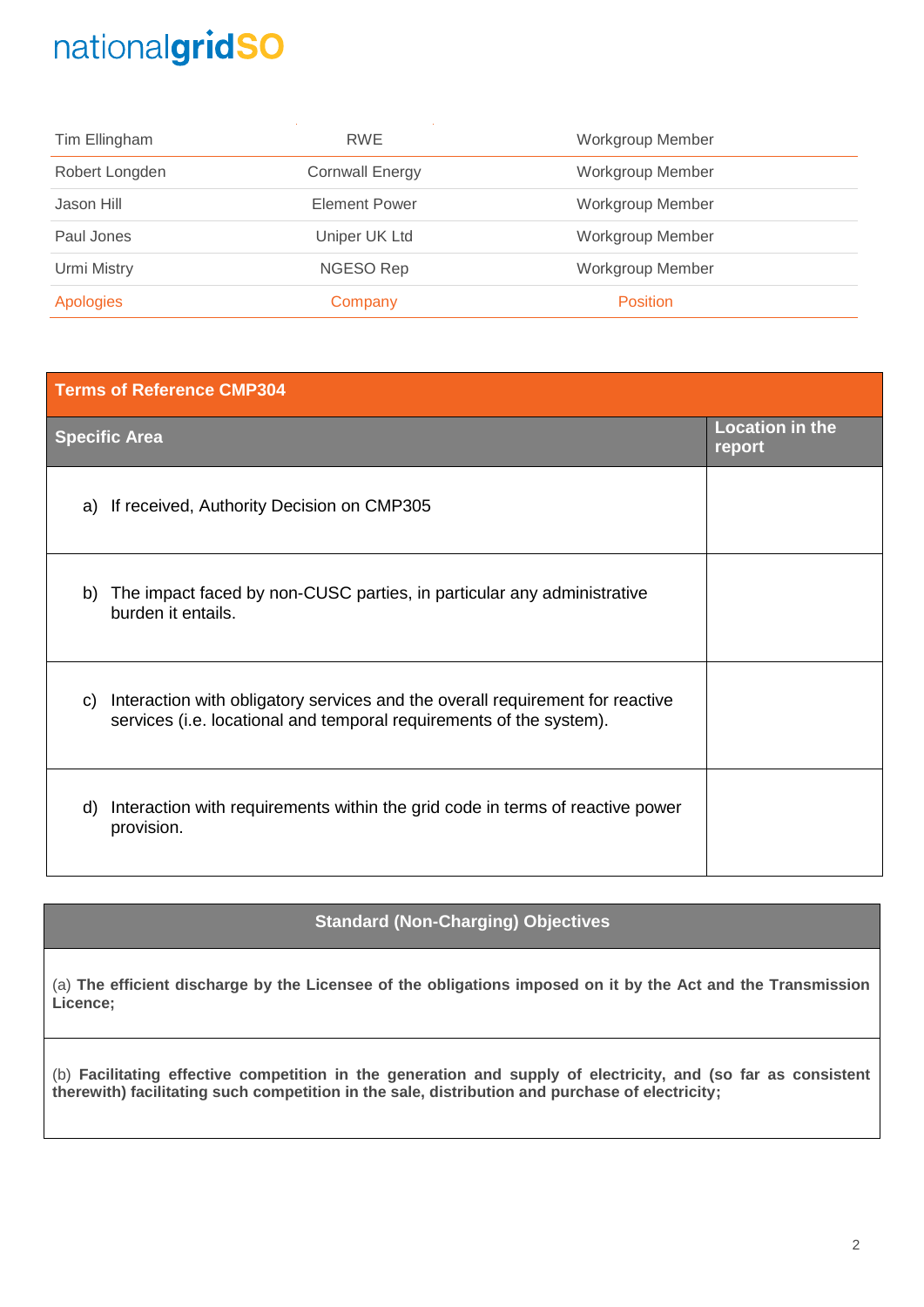| | | |
|---|---|---|
| Tim Ellingham | RWE | Workgroup Member |
| Robert Longden | Cornwall Energy | Workgroup Member |
| Jason Hill | Element Power | Workgroup Member |
| Paul Jones | Uniper UK Ltd | Workgroup Member |
| Urmi Mistry | NGESO Rep | Workgroup Member |
| Apologies | Company | Position |

| Terms of Reference CMP304 | |
|---|---|
| **Specific Area** | **Location in the report** |
| a) If received, Authority Decision on CMP305 | |
| b) The impact faced by non-CUSC parties, in particular any administrative burden it entails. | |
| c) Interaction with obligatory services and the overall requirement for reactive services (i.e. locational and temporal requirements of the system). | |
| d) Interaction with requirements within the grid code in terms of reactive power provision. | |

| Standard (Non-Charging) Objectives |
|---|
| (a) **The efficient discharge by the Licensee of the obligations imposed on it by the Act and the Transmission Licence;** |
| (b) **Facilitating effective competition in the generation and supply of electricity, and (so far as consistent therewith) facilitating such competition in the sale, distribution and purchase of electricity;** |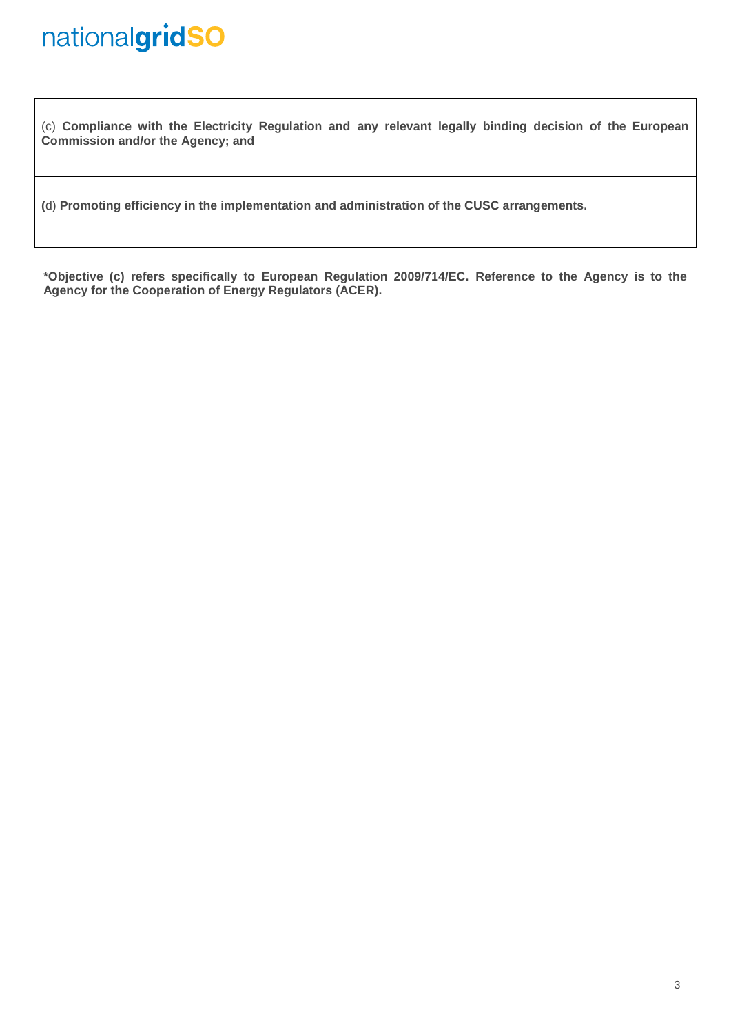| |
|---|
| (c) **Compliance with the Electricity Regulation and any relevant legally binding decision of the European Commission and/or the Agency; and** |
| **(**d) **Promoting efficiency in the implementation and administration of the CUSC arrangements.** |

***Objective (c) refers specifically to European Regulation 2009/714/EC. Reference to the Agency is to the Agency for the Cooperation of Energy Regulators (ACER).**